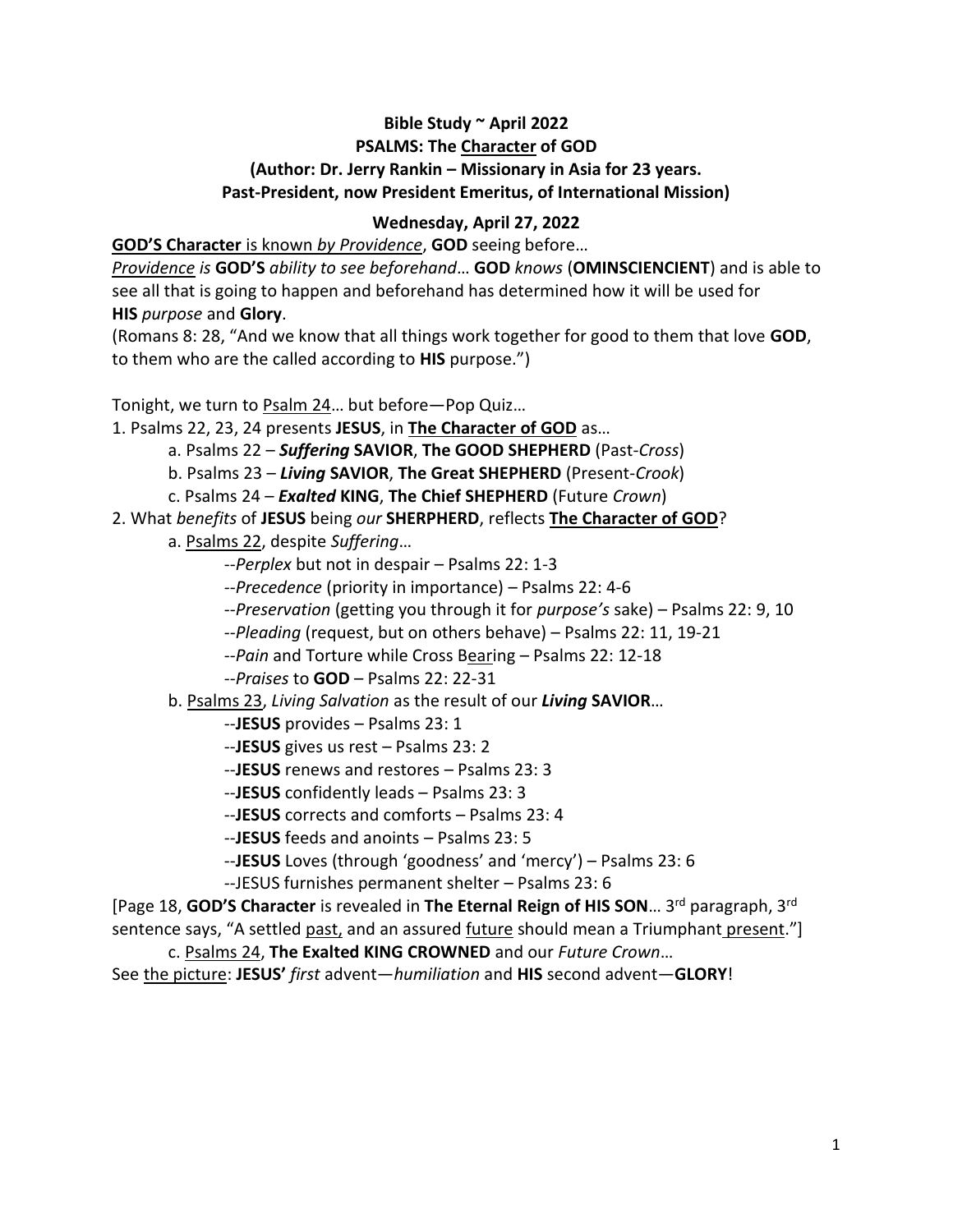**Bible Study ~ April 2022**
**PSALMS: The Character of GOD**
**(Author: Dr. Jerry Rankin – Missionary in Asia for 23 years.**
**Past-President, now President Emeritus, of International Mission)**

**Wednesday, April 27, 2022**

**GOD'S Character** is known *by Providence*, **GOD** seeing before…
*Providence is* **GOD'S** *ability to see beforehand*… **GOD** *knows* (**OMINSCIENCIENT**) and is able to see all that is going to happen and beforehand has determined how it will be used for **HIS** *purpose* and **Glory**.
(Romans 8: 28, "And we know that all things work together for good to them that love **GOD**, to them who are the called according to **HIS** purpose.")

Tonight, we turn to Psalm 24… but before—Pop Quiz…

1. Psalms 22, 23, 24 presents **JESUS**, in **The Character of GOD** as…
   - a. Psalms 22 – ***Suffering*** **SAVIOR**, **The GOOD SHEPHERD** (Past-*Cross*)
   - b. Psalms 23 – ***Living*** **SAVIOR**, **The Great SHEPHERD** (Present-*Crook*)
   - c. Psalms 24 – ***Exalted*** **KING**, **The Chief SHEPHERD** (Future *Crown*)
2. What *benefits* of **JESUS** being *our* **SHERPHERD**, reflects **The Character of GOD**?
   - a. Psalms 22, despite *Suffering*…
     - --*Perplex* but not in despair – Psalms 22: 1-3
     - --*Precedence* (priority in importance) – Psalms 22: 4-6
     - --*Preservation* (getting you through it for *purpose's* sake) – Psalms 22: 9, 10
     - --*Pleading* (request, but on others behave) – Psalms 22: 11, 19-21
     - --*Pain* and Torture while Cross Bearing – Psalms 22: 12-18
     - --*Praises* to **GOD** – Psalms 22: 22-31
   - b. Psalms 23, *Living Salvation* as the result of our ***Living*** **SAVIOR**…
     - --**JESUS** provides – Psalms 23: 1
     - --**JESUS** gives us rest – Psalms 23: 2
     - --**JESUS** renews and restores – Psalms 23: 3
     - --**JESUS** confidently leads – Psalms 23: 3
     - --**JESUS** corrects and comforts – Psalms 23: 4
     - --**JESUS** feeds and anoints – Psalms 23: 5
     - --**JESUS** Loves (through 'goodness' and 'mercy') – Psalms 23: 6
     - --JESUS furnishes permanent shelter – Psalms 23: 6

[Page 18, **GOD'S Character** is revealed in **The Eternal Reign of HIS SON**… 3rd paragraph, 3rd sentence says, "A settled past, and an assured future should mean a Triumphant present."]

   - c. Psalms 24, **The Exalted KING CROWNED** and our *Future Crown*…

See the picture: **JESUS'** *first* advent—*humiliation* and **HIS** second advent—**GLORY**!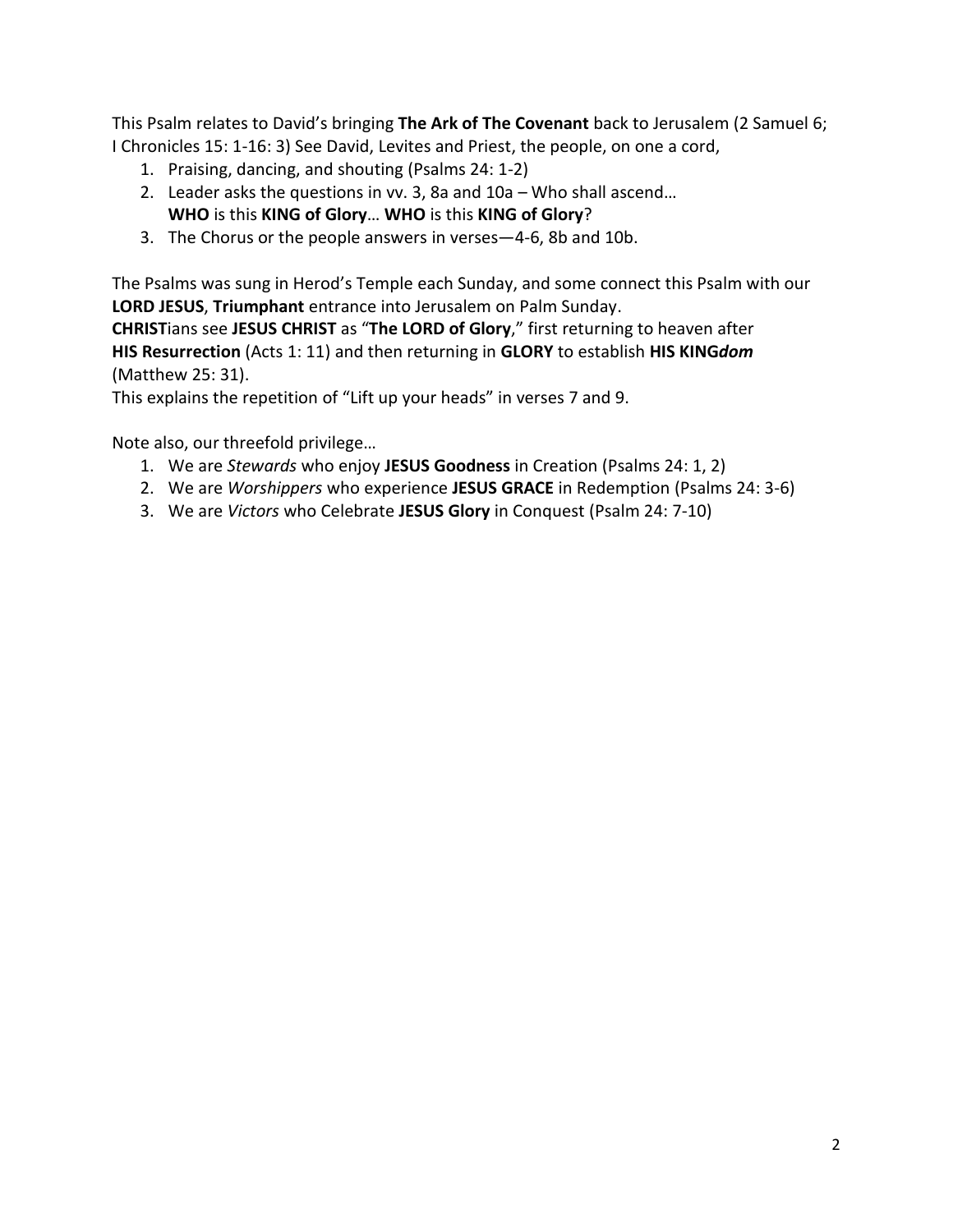This Psalm relates to David's bringing **The Ark of The Covenant** back to Jerusalem (2 Samuel 6; I Chronicles 15: 1-16: 3) See David, Levites and Priest, the people, on one a cord,

1. Praising, dancing, and shouting (Psalms 24: 1-2)
2. Leader asks the questions in vv. 3, 8a and 10a – Who shall ascend…
   **WHO** is this **KING of Glory**… **WHO** is this **KING of Glory**?
3. The Chorus or the people answers in verses—4-6, 8b and 10b.

The Psalms was sung in Herod's Temple each Sunday, and some connect this Psalm with our **LORD JESUS**, **Triumphant** entrance into Jerusalem on Palm Sunday.
**CHRIST**ians see **JESUS CHRIST** as "**The LORD of Glory**," first returning to heaven after **HIS Resurrection** (Acts 1: 11) and then returning in **GLORY** to establish **HIS KING*dom*** (Matthew 25: 31).
This explains the repetition of "Lift up your heads" in verses 7 and 9.

Note also, our threefold privilege…

1. We are *Stewards* who enjoy **JESUS Goodness** in Creation (Psalms 24: 1, 2)
2. We are *Worshippers* who experience **JESUS GRACE** in Redemption (Psalms 24: 3-6)
3. We are *Victors* who Celebrate **JESUS Glory** in Conquest (Psalm 24: 7-10)